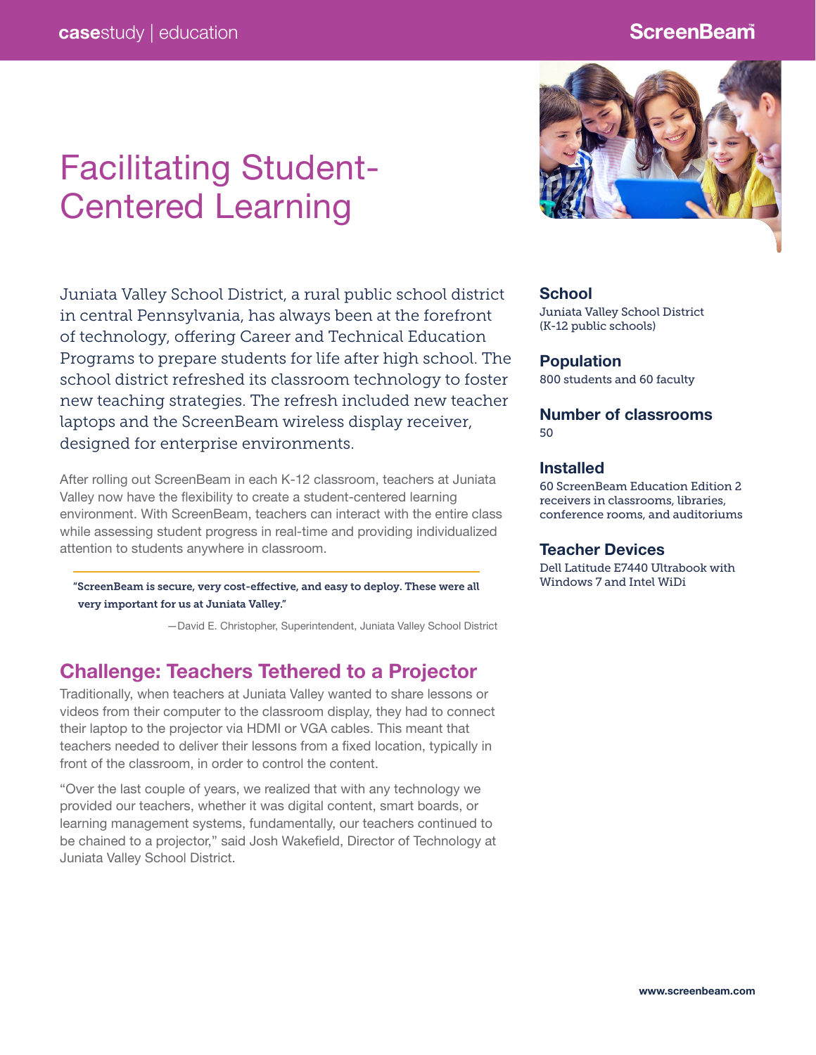# Facilitating Student-Centered Learning

Juniata Valley School District, a rural public school district in central Pennsylvania, has always been at the forefront of technology, offering Career and Technical Education Programs to prepare students for life after high school. The school district refreshed its classroom technology to foster new teaching strategies. The refresh included new teacher laptops and the ScreenBeam wireless display receiver, designed for enterprise environments.

After rolling out ScreenBeam in each K-12 classroom, teachers at Juniata Valley now have the flexibility to create a student-centered learning environment. With ScreenBeam, teachers can interact with the entire class while assessing student progress in real-time and providing individualized attention to students anywhere in classroom.

> **"ScreenBeam is secure, very cost-effective, and easy to deploy. These were all very important for us at Juniata Valley."**
>
> —David E. Christopher, Superintendent, Juniata Valley School District

## Challenge: Teachers Tethered to a Projector

Traditionally, when teachers at Juniata Valley wanted to share lessons or videos from their computer to the classroom display, they had to connect their laptop to the projector via HDMI or VGA cables. This meant that teachers needed to deliver their lessons from a fixed location, typically in front of the classroom, in order to control the content.

"Over the last couple of years, we realized that with any technology we provided our teachers, whether it was digital content, smart boards, or learning management systems, fundamentally, our teachers continued to be chained to a projector," said Josh Wakefield, Director of Technology at Juniata Valley School District.

### School
Juniata Valley School District (K-12 public schools)

### Population
800 students and 60 faculty

### Number of classrooms
50

### Installed
60 ScreenBeam Education Edition 2 receivers in classrooms, libraries, conference rooms, and auditoriums

### Teacher Devices
Dell Latitude E7440 Ultrabook with Windows 7 and Intel WiDi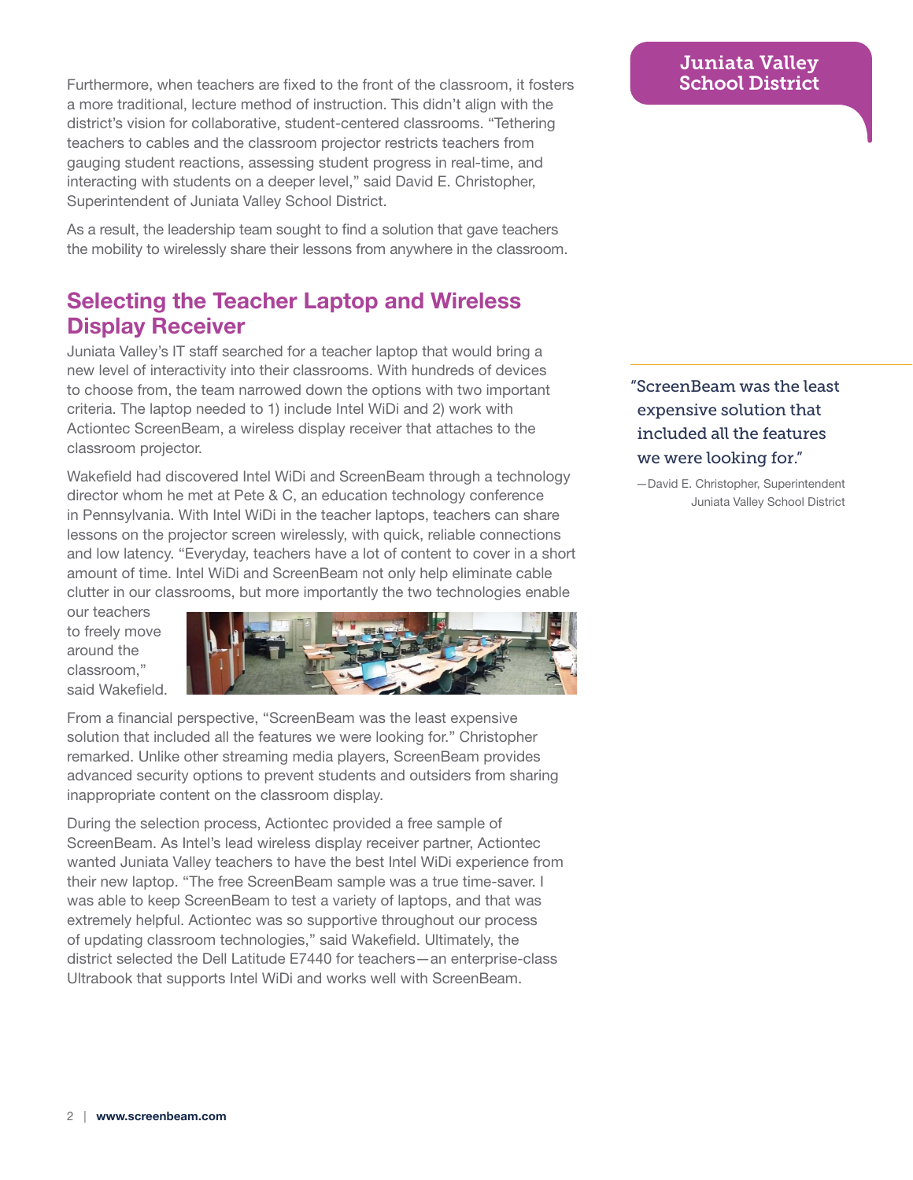Furthermore, when teachers are fixed to the front of the classroom, it fosters a more traditional, lecture method of instruction. This didn't align with the district's vision for collaborative, student-centered classrooms. "Tethering teachers to cables and the classroom projector restricts teachers from gauging student reactions, assessing student progress in real-time, and interacting with students on a deeper level," said David E. Christopher, Superintendent of Juniata Valley School District.

As a result, the leadership team sought to find a solution that gave teachers the mobility to wirelessly share their lessons from anywhere in the classroom.

## Selecting the Teacher Laptop and Wireless Display Receiver

Juniata Valley's IT staff searched for a teacher laptop that would bring a new level of interactivity into their classrooms. With hundreds of devices to choose from, the team narrowed down the options with two important criteria. The laptop needed to 1) include Intel WiDi and 2) work with Actiontec ScreenBeam, a wireless display receiver that attaches to the classroom projector.

Wakefield had discovered Intel WiDi and ScreenBeam through a technology director whom he met at Pete & C, an education technology conference in Pennsylvania. With Intel WiDi in the teacher laptops, teachers can share lessons on the projector screen wirelessly, with quick, reliable connections and low latency. "Everyday, teachers have a lot of content to cover in a short amount of time. Intel WiDi and ScreenBeam not only help eliminate cable clutter in our classrooms, but more importantly the two technologies enable our teachers to freely move around the classroom," said Wakefield.

From a financial perspective, "ScreenBeam was the least expensive solution that included all the features we were looking for." Christopher remarked. Unlike other streaming media players, ScreenBeam provides advanced security options to prevent students and outsiders from sharing inappropriate content on the classroom display.

During the selection process, Actiontec provided a free sample of ScreenBeam. As Intel's lead wireless display receiver partner, Actiontec wanted Juniata Valley teachers to have the best Intel WiDi experience from their new laptop. "The free ScreenBeam sample was a true time-saver. I was able to keep ScreenBeam to test a variety of laptops, and that was extremely helpful. Actiontec was so supportive throughout our process of updating classroom technologies," said Wakefield. Ultimately, the district selected the Dell Latitude E7440 for teachers—an enterprise-class Ultrabook that supports Intel WiDi and works well with ScreenBeam.

> "ScreenBeam was the least expensive solution that included all the features we were looking for."
>
> —David E. Christopher, Superintendent Juniata Valley School District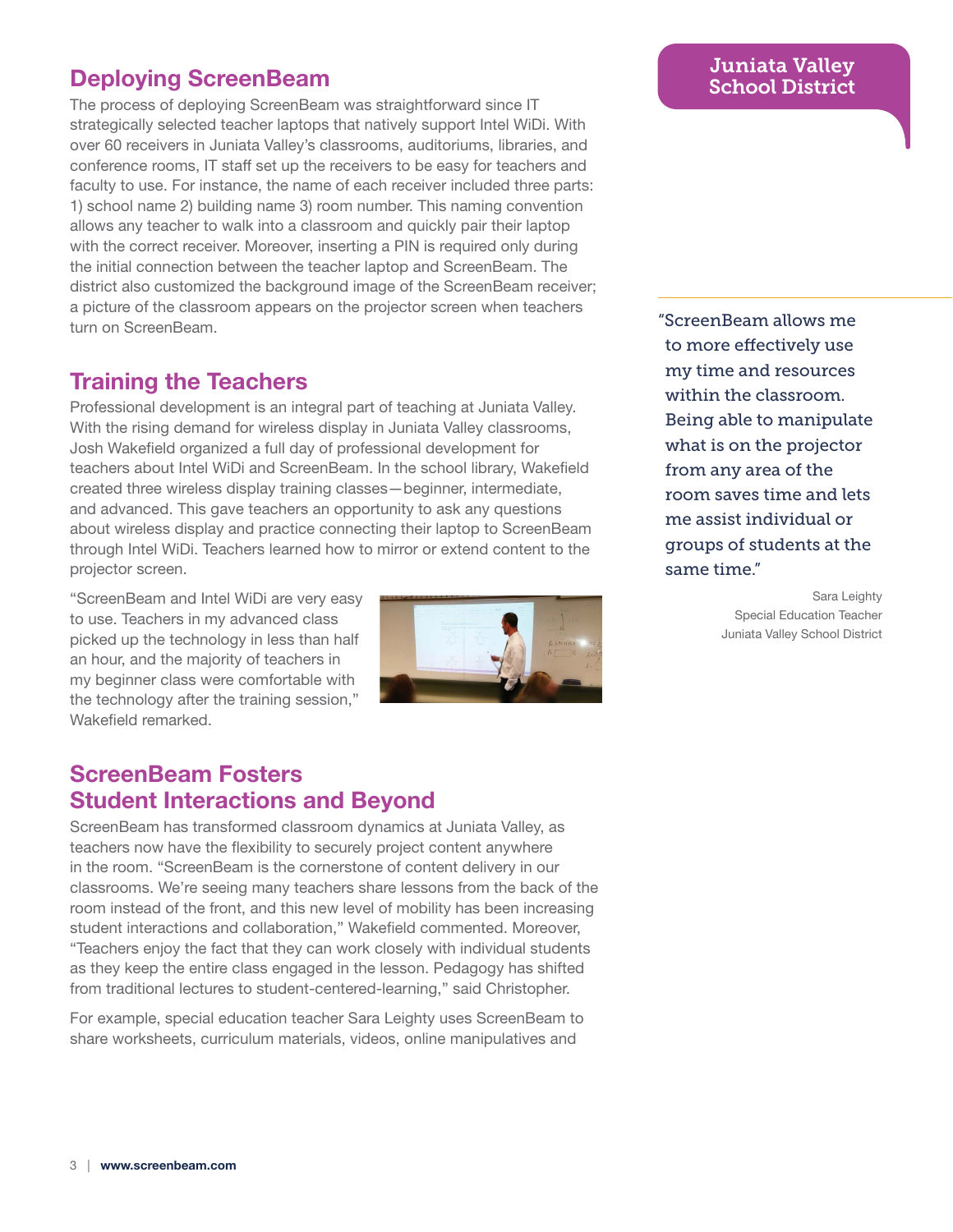## Deploying ScreenBeam

The process of deploying ScreenBeam was straightforward since IT strategically selected teacher laptops that natively support Intel WiDi. With over 60 receivers in Juniata Valley's classrooms, auditoriums, libraries, and conference rooms, IT staff set up the receivers to be easy for teachers and faculty to use. For instance, the name of each receiver included three parts: 1) school name 2) building name 3) room number. This naming convention allows any teacher to walk into a classroom and quickly pair their laptop with the correct receiver. Moreover, inserting a PIN is required only during the initial connection between the teacher laptop and ScreenBeam. The district also customized the background image of the ScreenBeam receiver; a picture of the classroom appears on the projector screen when teachers turn on ScreenBeam.

## Training the Teachers

Professional development is an integral part of teaching at Juniata Valley. With the rising demand for wireless display in Juniata Valley classrooms, Josh Wakefield organized a full day of professional development for teachers about Intel WiDi and ScreenBeam. In the school library, Wakefield created three wireless display training classes—beginner, intermediate, and advanced. This gave teachers an opportunity to ask any questions about wireless display and practice connecting their laptop to ScreenBeam through Intel WiDi. Teachers learned how to mirror or extend content to the projector screen.

"ScreenBeam and Intel WiDi are very easy to use. Teachers in my advanced class picked up the technology in less than half an hour, and the majority of teachers in my beginner class were comfortable with the technology after the training session," Wakefield remarked.

## ScreenBeam Fosters Student Interactions and Beyond

ScreenBeam has transformed classroom dynamics at Juniata Valley, as teachers now have the flexibility to securely project content anywhere in the room. "ScreenBeam is the cornerstone of content delivery in our classrooms. We're seeing many teachers share lessons from the back of the room instead of the front, and this new level of mobility has been increasing student interactions and collaboration," Wakefield commented. Moreover, "Teachers enjoy the fact that they can work closely with individual students as they keep the entire class engaged in the lesson. Pedagogy has shifted from traditional lectures to student-centered-learning," said Christopher.

For example, special education teacher Sara Leighty uses ScreenBeam to share worksheets, curriculum materials, videos, online manipulatives and

"ScreenBeam allows me to more effectively use my time and resources within the classroom. Being able to manipulate what is on the projector from any area of the room saves time and lets me assist individual or groups of students at the same time."

Sara Leighty
Special Education Teacher
Juniata Valley School District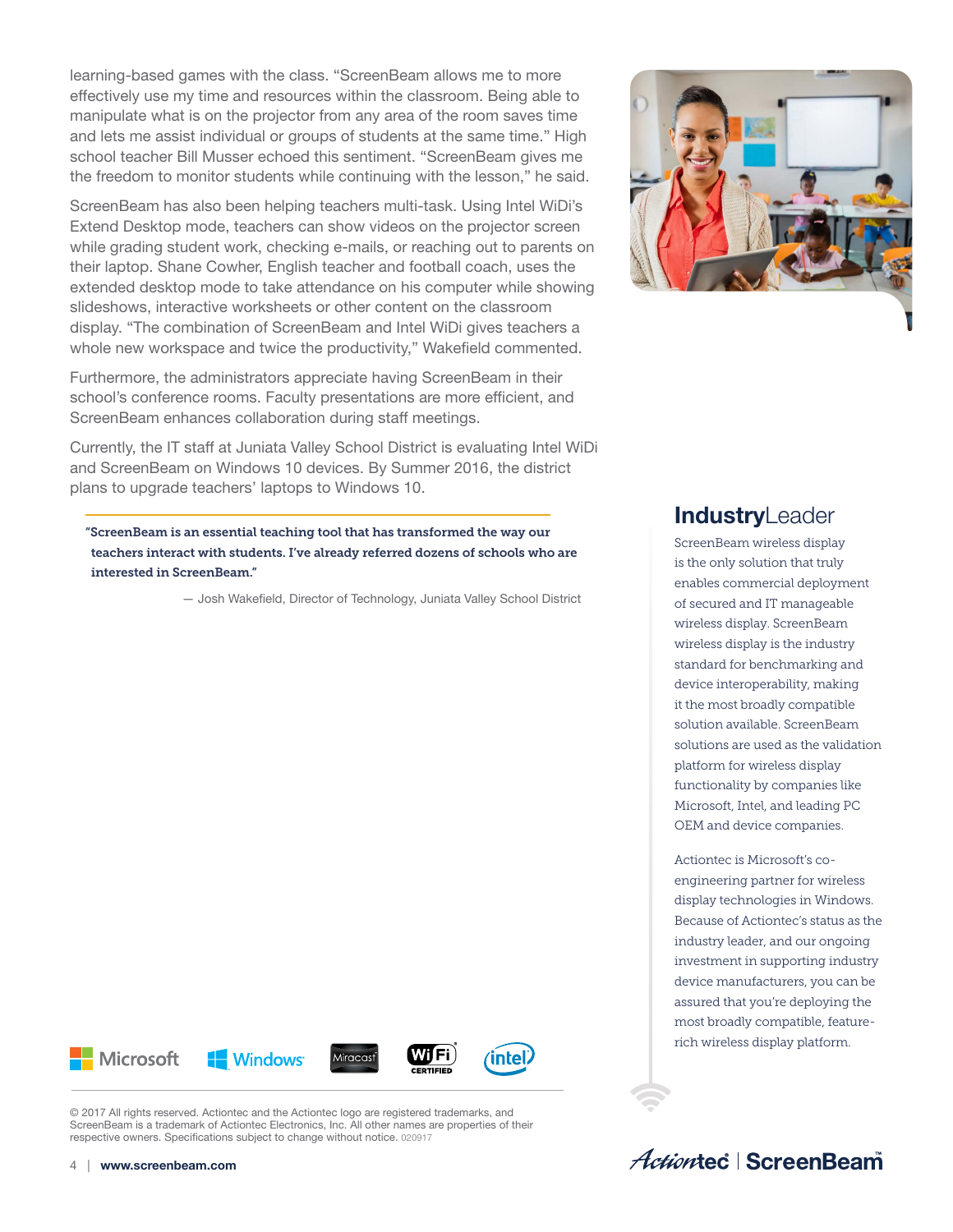learning-based games with the class. "ScreenBeam allows me to more effectively use my time and resources within the classroom. Being able to manipulate what is on the projector from any area of the room saves time and lets me assist individual or groups of students at the same time." High school teacher Bill Musser echoed this sentiment. "ScreenBeam gives me the freedom to monitor students while continuing with the lesson," he said.

ScreenBeam has also been helping teachers multi-task. Using Intel WiDi's Extend Desktop mode, teachers can show videos on the projector screen while grading student work, checking e-mails, or reaching out to parents on their laptop. Shane Cowher, English teacher and football coach, uses the extended desktop mode to take attendance on his computer while showing slideshows, interactive worksheets or other content on the classroom display. "The combination of ScreenBeam and Intel WiDi gives teachers a whole new workspace and twice the productivity," Wakefield commented.

Furthermore, the administrators appreciate having ScreenBeam in their school's conference rooms. Faculty presentations are more efficient, and ScreenBeam enhances collaboration during staff meetings.

Currently, the IT staff at Juniata Valley School District is evaluating Intel WiDi and ScreenBeam on Windows 10 devices. By Summer 2016, the district plans to upgrade teachers' laptops to Windows 10.

> **"ScreenBeam is an essential teaching tool that has transformed the way our teachers interact with students. I've already referred dozens of schools who are interested in ScreenBeam."**
>
> — Josh Wakefield, Director of Technology, Juniata Valley School District

## **Industry**Leader

ScreenBeam wireless display is the only solution that truly enables commercial deployment of secured and IT manageable wireless display. ScreenBeam wireless display is the industry standard for benchmarking and device interoperability, making it the most broadly compatible solution available. ScreenBeam solutions are used as the validation platform for wireless display functionality by companies like Microsoft, Intel, and leading PC OEM and device companies.

Actiontec is Microsoft's co-engineering partner for wireless display technologies in Windows. Because of Actiontec's status as the industry leader, and our ongoing investment in supporting industry device manufacturers, you can be assured that you're deploying the most broadly compatible, feature-rich wireless display platform.

Microsoft | Windows | Miracast | Wi-Fi CERTIFIED | intel

© 2017 All rights reserved. Actiontec and the Actiontec logo are registered trademarks, and ScreenBeam is a trademark of Actiontec Electronics, Inc. All other names are properties of their respective owners. Specifications subject to change without notice. 020917

www.screenbeam.com

Actiontec | ScreenBeam™